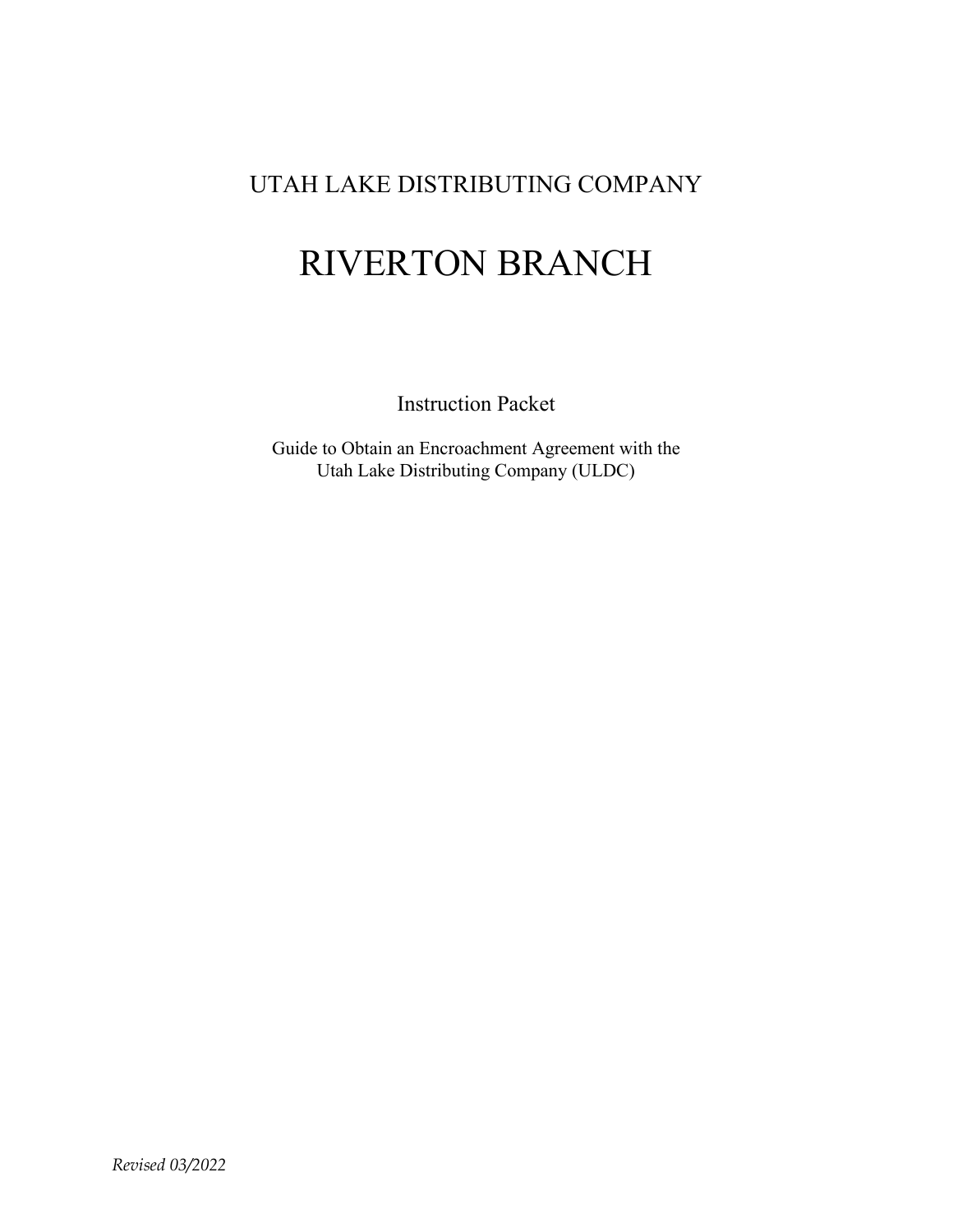# UTAH LAKE DISTRIBUTING COMPANY

# RIVERTON BRANCH

## Instruction Packet

Guide to Obtain an Encroachment Agreement with the
Utah Lake Distributing Company (ULDC)

*Revised 03/2022*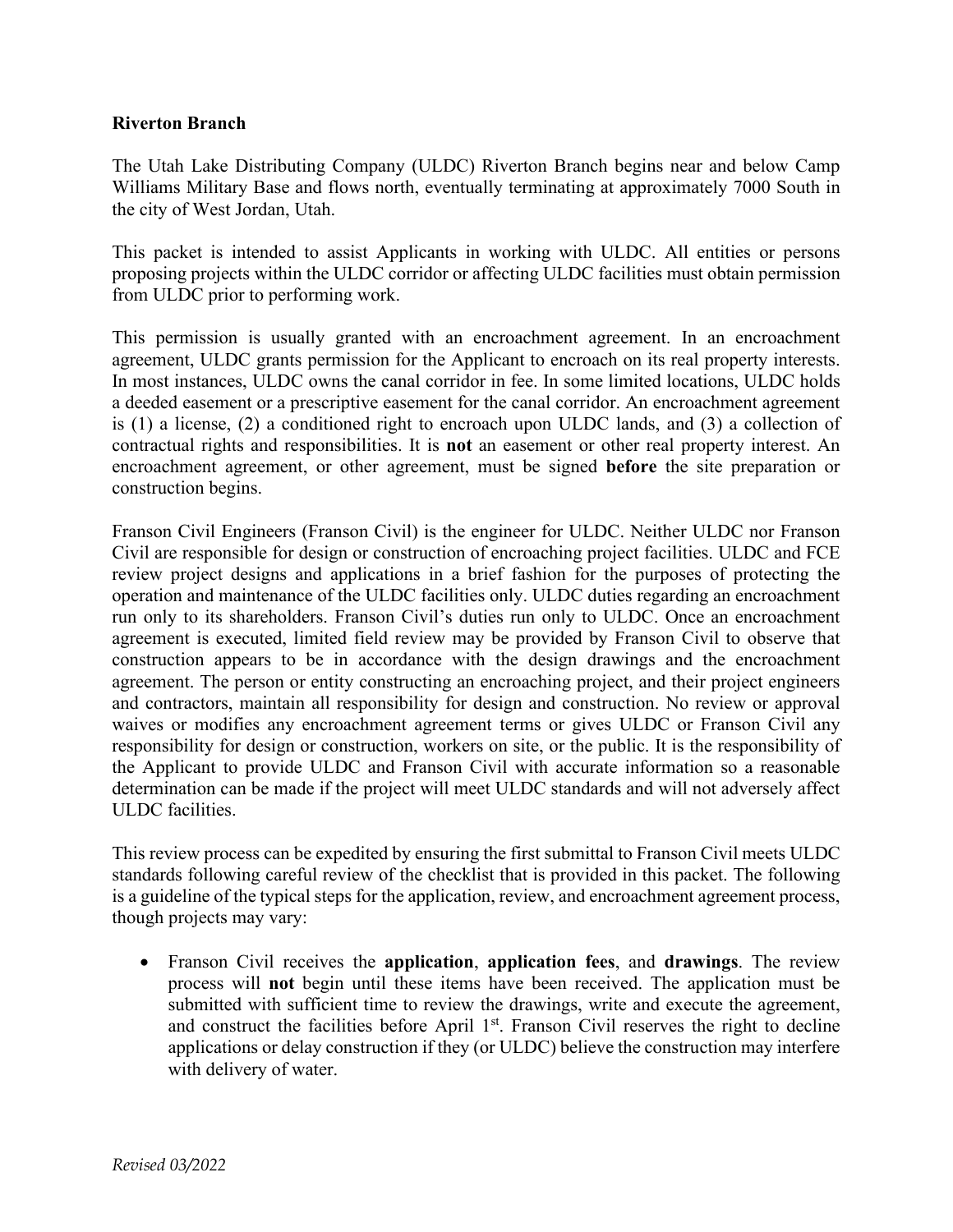**Riverton Branch**

The Utah Lake Distributing Company (ULDC) Riverton Branch begins near and below Camp Williams Military Base and flows north, eventually terminating at approximately 7000 South in the city of West Jordan, Utah.

This packet is intended to assist Applicants in working with ULDC. All entities or persons proposing projects within the ULDC corridor or affecting ULDC facilities must obtain permission from ULDC prior to performing work.

This permission is usually granted with an encroachment agreement. In an encroachment agreement, ULDC grants permission for the Applicant to encroach on its real property interests. In most instances, ULDC owns the canal corridor in fee. In some limited locations, ULDC holds a deeded easement or a prescriptive easement for the canal corridor. An encroachment agreement is (1) a license, (2) a conditioned right to encroach upon ULDC lands, and (3) a collection of contractual rights and responsibilities. It is **not** an easement or other real property interest. An encroachment agreement, or other agreement, must be signed **before** the site preparation or construction begins.

Franson Civil Engineers (Franson Civil) is the engineer for ULDC. Neither ULDC nor Franson Civil are responsible for design or construction of encroaching project facilities. ULDC and FCE review project designs and applications in a brief fashion for the purposes of protecting the operation and maintenance of the ULDC facilities only. ULDC duties regarding an encroachment run only to its shareholders. Franson Civil's duties run only to ULDC. Once an encroachment agreement is executed, limited field review may be provided by Franson Civil to observe that construction appears to be in accordance with the design drawings and the encroachment agreement. The person or entity constructing an encroaching project, and their project engineers and contractors, maintain all responsibility for design and construction. No review or approval waives or modifies any encroachment agreement terms or gives ULDC or Franson Civil any responsibility for design or construction, workers on site, or the public. It is the responsibility of the Applicant to provide ULDC and Franson Civil with accurate information so a reasonable determination can be made if the project will meet ULDC standards and will not adversely affect ULDC facilities.

This review process can be expedited by ensuring the first submittal to Franson Civil meets ULDC standards following careful review of the checklist that is provided in this packet. The following is a guideline of the typical steps for the application, review, and encroachment agreement process, though projects may vary:

- Franson Civil receives the **application**, **application fees**, and **drawings**. The review process will **not** begin until these items have been received. The application must be submitted with sufficient time to review the drawings, write and execute the agreement, and construct the facilities before April 1st. Franson Civil reserves the right to decline applications or delay construction if they (or ULDC) believe the construction may interfere with delivery of water.

*Revised 03/2022*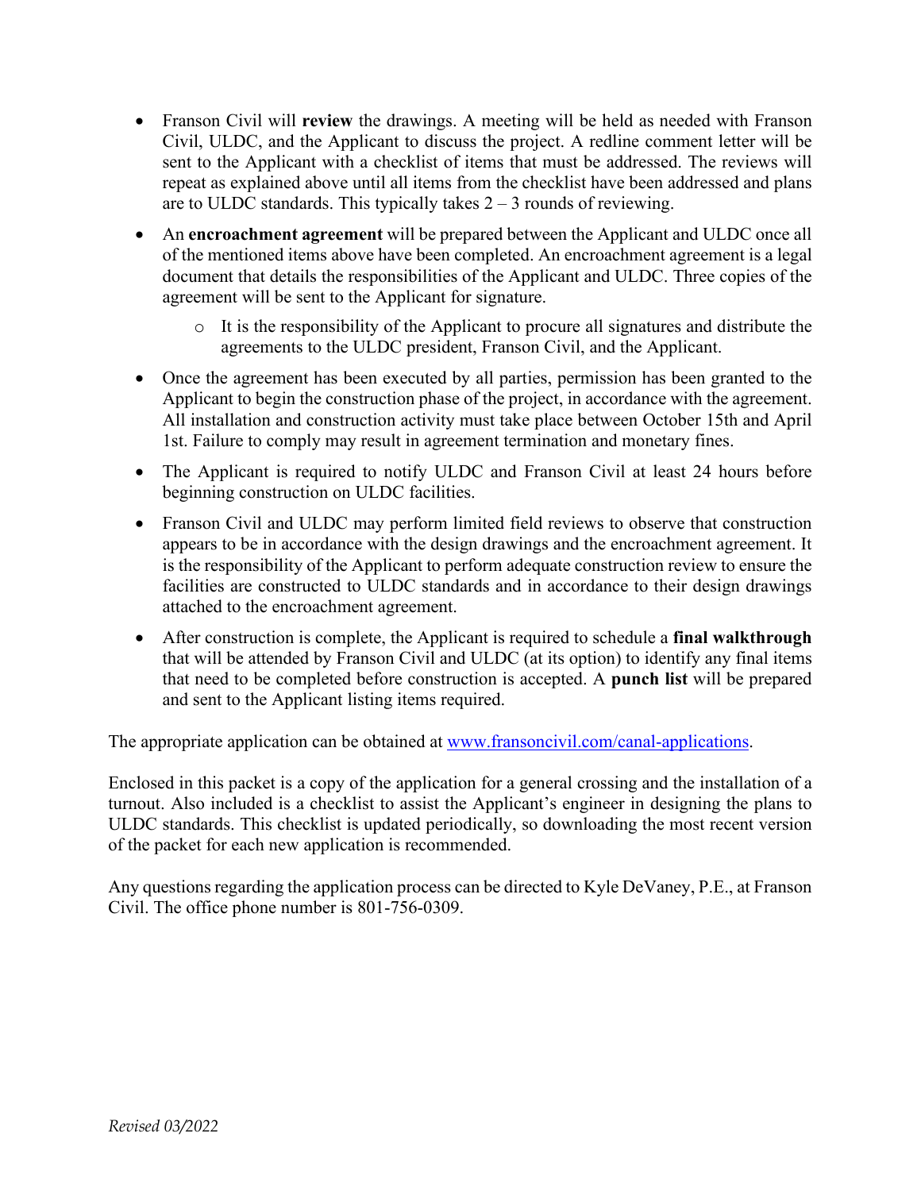- Franson Civil will **review** the drawings. A meeting will be held as needed with Franson Civil, ULDC, and the Applicant to discuss the project. A redline comment letter will be sent to the Applicant with a checklist of items that must be addressed. The reviews will repeat as explained above until all items from the checklist have been addressed and plans are to ULDC standards. This typically takes 2 – 3 rounds of reviewing.
- An **encroachment agreement** will be prepared between the Applicant and ULDC once all of the mentioned items above have been completed. An encroachment agreement is a legal document that details the responsibilities of the Applicant and ULDC. Three copies of the agreement will be sent to the Applicant for signature.
    - It is the responsibility of the Applicant to procure all signatures and distribute the agreements to the ULDC president, Franson Civil, and the Applicant.
- Once the agreement has been executed by all parties, permission has been granted to the Applicant to begin the construction phase of the project, in accordance with the agreement. All installation and construction activity must take place between October 15th and April 1st. Failure to comply may result in agreement termination and monetary fines.
- The Applicant is required to notify ULDC and Franson Civil at least 24 hours before beginning construction on ULDC facilities.
- Franson Civil and ULDC may perform limited field reviews to observe that construction appears to be in accordance with the design drawings and the encroachment agreement. It is the responsibility of the Applicant to perform adequate construction review to ensure the facilities are constructed to ULDC standards and in accordance to their design drawings attached to the encroachment agreement.
- After construction is complete, the Applicant is required to schedule a **final walkthrough** that will be attended by Franson Civil and ULDC (at its option) to identify any final items that need to be completed before construction is accepted. A **punch list** will be prepared and sent to the Applicant listing items required.

The appropriate application can be obtained at [www.fransoncivil.com/canal-applications](http://www.fransoncivil.com/canal-applications).

Enclosed in this packet is a copy of the application for a general crossing and the installation of a turnout. Also included is a checklist to assist the Applicant's engineer in designing the plans to ULDC standards. This checklist is updated periodically, so downloading the most recent version of the packet for each new application is recommended.

Any questions regarding the application process can be directed to Kyle DeVaney, P.E., at Franson Civil. The office phone number is 801-756-0309.

*Revised 03/2022*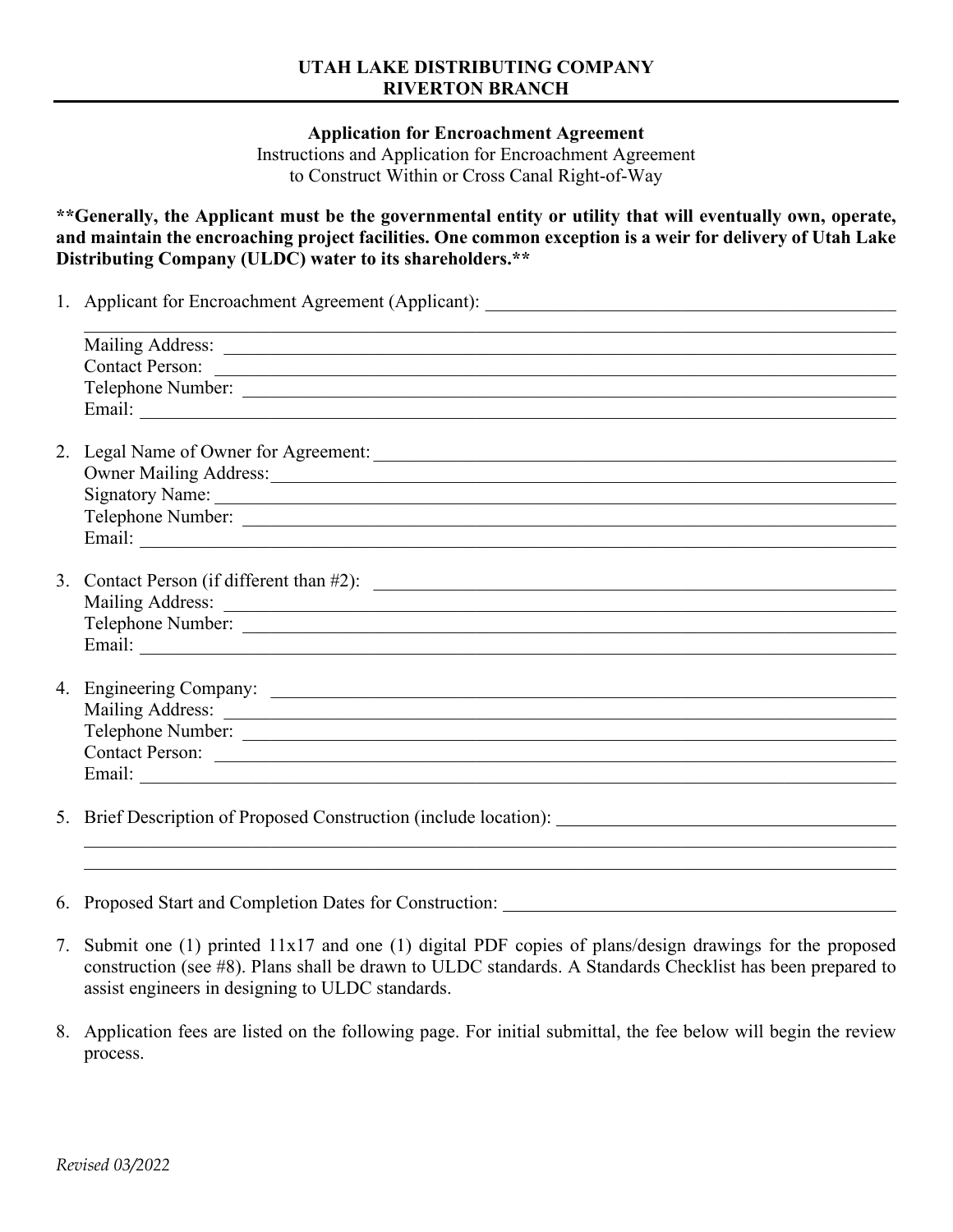**UTAH LAKE DISTRIBUTING COMPANY**
**RIVERTON BRANCH**

---

**Application for Encroachment Agreement**
Instructions and Application for Encroachment Agreement
to Construct Within or Cross Canal Right-of-Way

****Generally, the Applicant must be the governmental entity or utility that will eventually own, operate, and maintain the encroaching project facilities. One common exception is a weir for delivery of Utah Lake Distributing Company (ULDC) water to its shareholders.****

1. Applicant for Encroachment Agreement (Applicant): ______________________________________________
   ________________________________________________________________________________
   Mailing Address: ________________________________________________________________
   Contact Person: _________________________________________________________________
   Telephone Number: ______________________________________________________________
   Email: _______________________________________________________________________

2. Legal Name of Owner for Agreement: ______________________________________________
   Owner Mailing Address: ___________________________________________________________
   Signatory Name: ________________________________________________________________
   Telephone Number: ______________________________________________________________
   Email: _______________________________________________________________________

3. Contact Person (if different than #2): ______________________________________________
   Mailing Address: ________________________________________________________________
   Telephone Number: ______________________________________________________________
   Email: _______________________________________________________________________

4. Engineering Company: ____________________________________________________________
   Mailing Address: ________________________________________________________________
   Telephone Number: ______________________________________________________________
   Contact Person: _________________________________________________________________
   Email: _______________________________________________________________________

5. Brief Description of Proposed Construction (include location): ______________________________
   ________________________________________________________________________________
   ________________________________________________________________________________

6. Proposed Start and Completion Dates for Construction: ___________________________________

7. Submit one (1) printed 11x17 and one (1) digital PDF copies of plans/design drawings for the proposed construction (see #8). Plans shall be drawn to ULDC standards. A Standards Checklist has been prepared to assist engineers in designing to ULDC standards.

8. Application fees are listed on the following page. For initial submittal, the fee below will begin the review process.

*Revised 03/2022*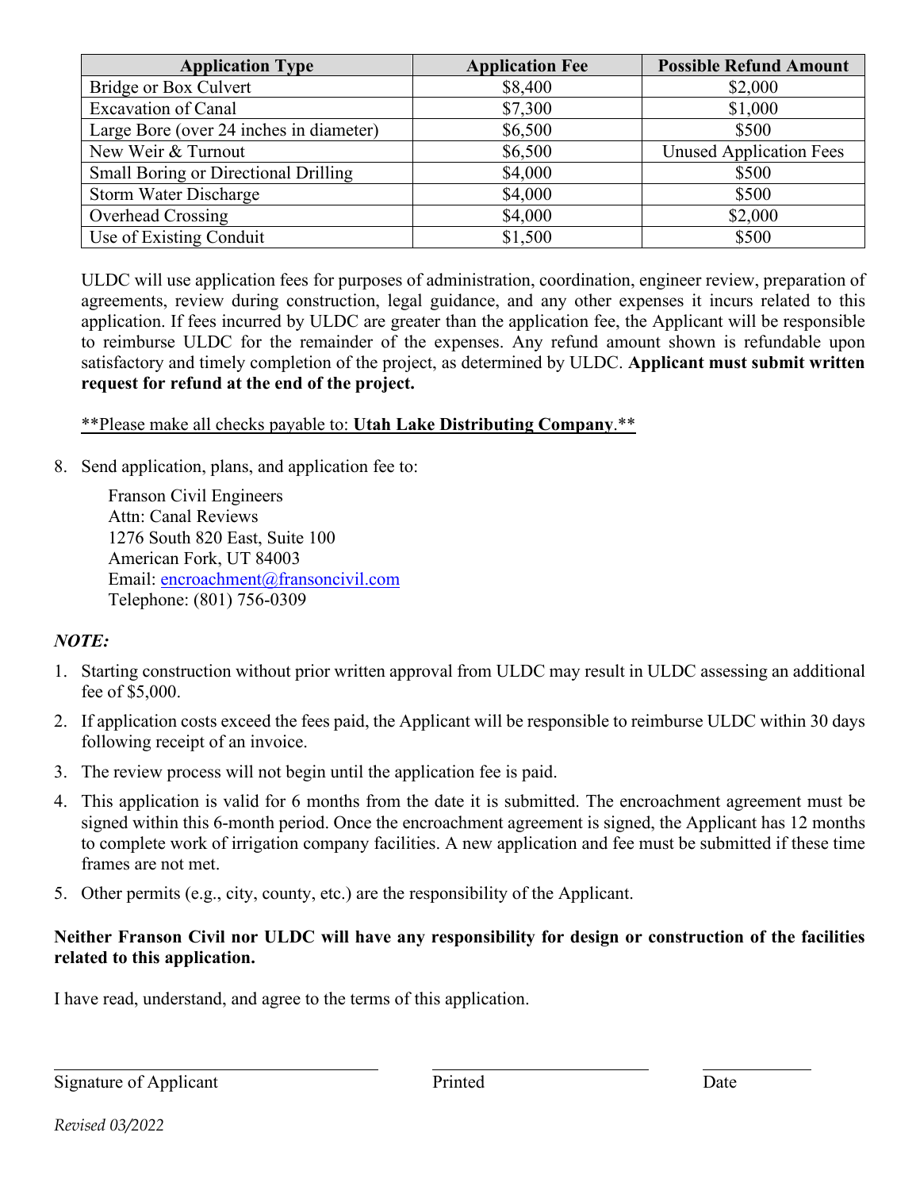| Application Type | Application Fee | Possible Refund Amount |
|---|---|---|
| Bridge or Box Culvert | $8,400 | $2,000 |
| Excavation of Canal | $7,300 | $1,000 |
| Large Bore (over 24 inches in diameter) | $6,500 | $500 |
| New Weir & Turnout | $6,500 | Unused Application Fees |
| Small Boring or Directional Drilling | $4,000 | $500 |
| Storm Water Discharge | $4,000 | $500 |
| Overhead Crossing | $4,000 | $2,000 |
| Use of Existing Conduit | $1,500 | $500 |

ULDC will use application fees for purposes of administration, coordination, engineer review, preparation of agreements, review during construction, legal guidance, and any other expenses it incurs related to this application. If fees incurred by ULDC are greater than the application fee, the Applicant will be responsible to reimburse ULDC for the remainder of the expenses. Any refund amount shown is refundable upon satisfactory and timely completion of the project, as determined by ULDC. **Applicant must submit written request for refund at the end of the project.**

<u>**Please make all checks payable to: **Utah Lake Distributing Company**.**</u>

8. Send application, plans, and application fee to:

   Franson Civil Engineers
   Attn: Canal Reviews
   1276 South 820 East, Suite 100
   American Fork, UT 84003
   Email: encroachment@fransoncivil.com
   Telephone: (801) 756-0309

***NOTE:***

1. Starting construction without prior written approval from ULDC may result in ULDC assessing an additional fee of $5,000.
2. If application costs exceed the fees paid, the Applicant will be responsible to reimburse ULDC within 30 days following receipt of an invoice.
3. The review process will not begin until the application fee is paid.
4. This application is valid for 6 months from the date it is submitted. The encroachment agreement must be signed within this 6-month period. Once the encroachment agreement is signed, the Applicant has 12 months to complete work of irrigation company facilities. A new application and fee must be submitted if these time frames are not met.
5. Other permits (e.g., city, county, etc.) are the responsibility of the Applicant.

**Neither Franson Civil nor ULDC will have any responsibility for design or construction of the facilities related to this application.**

I have read, understand, and agree to the terms of this application.

\_\_\_\_\_\_\_\_\_\_\_\_\_\_\_\_\_\_\_\_\_\_\_\_\_\_\_\_ \_\_\_\_\_\_\_\_\_\_\_\_\_\_\_\_\_\_\_\_ \_\_\_\_\_\_\_\_\_\_

Signature of Applicant    Printed    Date

*Revised 03/2022*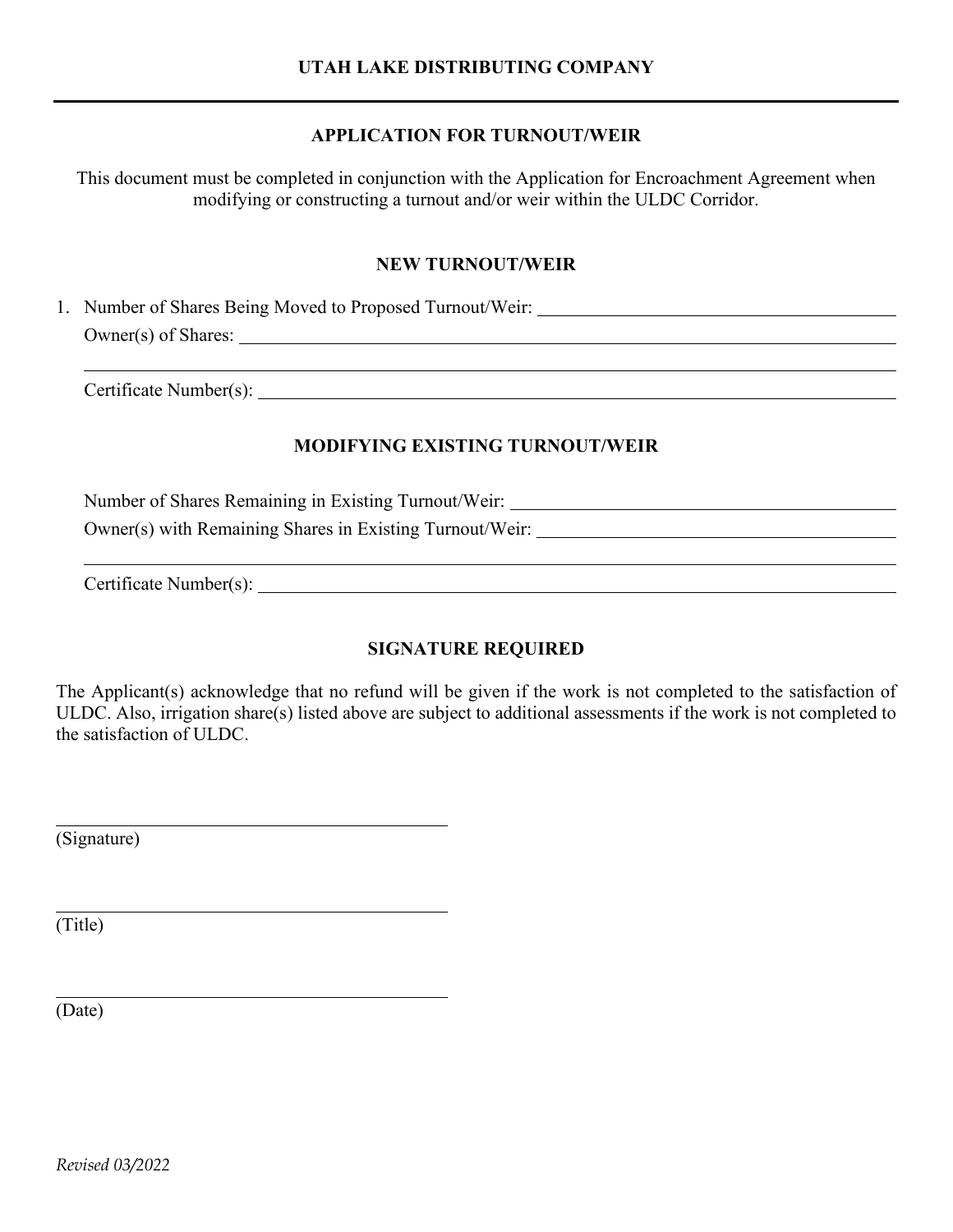**UTAH LAKE DISTRIBUTING COMPANY**

---

## APPLICATION FOR TURNOUT/WEIR

This document must be completed in conjunction with the Application for Encroachment Agreement when modifying or constructing a turnout and/or weir within the ULDC Corridor.

### NEW TURNOUT/WEIR

1. Number of Shares Being Moved to Proposed Turnout/Weir: \_\_\_\_\_\_\_\_\_\_\_\_\_\_\_\_\_\_\_\_\_\_\_\_\_\_\_\_\_\_
   Owner(s) of Shares: \_\_\_\_\_\_\_\_\_\_\_\_\_\_\_\_\_\_\_\_\_\_\_\_\_\_\_\_\_\_\_\_\_\_\_\_\_\_\_\_\_\_\_\_\_\_\_\_\_\_\_\_\_\_\_\_
   \_\_\_\_\_\_\_\_\_\_\_\_\_\_\_\_\_\_\_\_\_\_\_\_\_\_\_\_\_\_\_\_\_\_\_\_\_\_\_\_\_\_\_\_\_\_\_\_\_\_\_\_\_\_\_\_\_\_\_\_\_\_\_\_\_\_\_\_\_\_\_\_
   Certificate Number(s): \_\_\_\_\_\_\_\_\_\_\_\_\_\_\_\_\_\_\_\_\_\_\_\_\_\_\_\_\_\_\_\_\_\_\_\_\_\_\_\_\_\_\_\_\_\_\_\_\_\_\_\_\_\_

### MODIFYING EXISTING TURNOUT/WEIR

Number of Shares Remaining in Existing Turnout/Weir: \_\_\_\_\_\_\_\_\_\_\_\_\_\_\_\_\_\_\_\_\_\_\_\_\_\_\_\_\_\_

Owner(s) with Remaining Shares in Existing Turnout/Weir: \_\_\_\_\_\_\_\_\_\_\_\_\_\_\_\_\_\_\_\_\_\_\_\_\_\_\_\_

\_\_\_\_\_\_\_\_\_\_\_\_\_\_\_\_\_\_\_\_\_\_\_\_\_\_\_\_\_\_\_\_\_\_\_\_\_\_\_\_\_\_\_\_\_\_\_\_\_\_\_\_\_\_\_\_\_\_\_\_\_\_\_\_\_\_\_\_\_\_\_\_

Certificate Number(s): \_\_\_\_\_\_\_\_\_\_\_\_\_\_\_\_\_\_\_\_\_\_\_\_\_\_\_\_\_\_\_\_\_\_\_\_\_\_\_\_\_\_\_\_\_\_\_\_\_\_\_\_\_\_

### SIGNATURE REQUIRED

The Applicant(s) acknowledge that no refund will be given if the work is not completed to the satisfaction of ULDC. Also, irrigation share(s) listed above are subject to additional assessments if the work is not completed to the satisfaction of ULDC.

\_\_\_\_\_\_\_\_\_\_\_\_\_\_\_\_\_\_\_\_\_\_\_\_\_\_\_\_\_\_\_\_\_\_\_\_\_\_\_\_
(Signature)

\_\_\_\_\_\_\_\_\_\_\_\_\_\_\_\_\_\_\_\_\_\_\_\_\_\_\_\_\_\_\_\_\_\_\_\_\_\_\_\_
(Title)

\_\_\_\_\_\_\_\_\_\_\_\_\_\_\_\_\_\_\_\_\_\_\_\_\_\_\_\_\_\_\_\_\_\_\_\_\_\_\_\_
(Date)

*Revised 03/2022*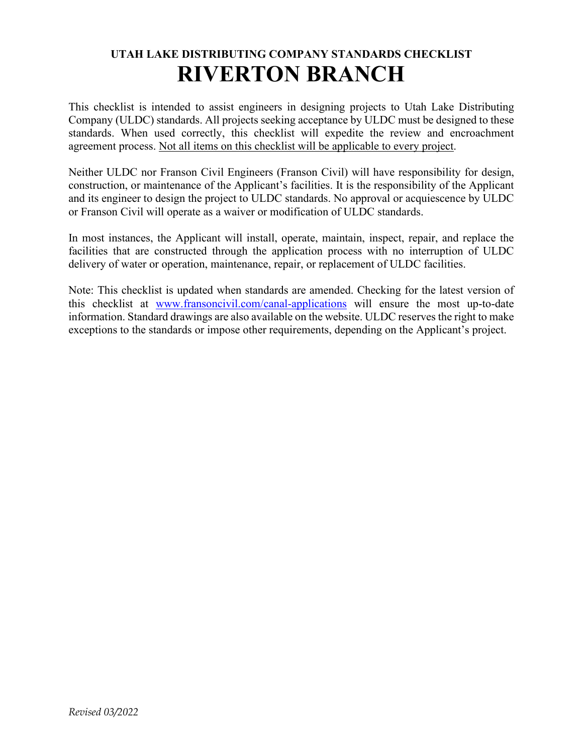**UTAH LAKE DISTRIBUTING COMPANY STANDARDS CHECKLIST**

# RIVERTON BRANCH

This checklist is intended to assist engineers in designing projects to Utah Lake Distributing Company (ULDC) standards. All projects seeking acceptance by ULDC must be designed to these standards. When used correctly, this checklist will expedite the review and encroachment agreement process. <u>Not all items on this checklist will be applicable to every project</u>.

Neither ULDC nor Franson Civil Engineers (Franson Civil) will have responsibility for design, construction, or maintenance of the Applicant's facilities. It is the responsibility of the Applicant and its engineer to design the project to ULDC standards. No approval or acquiescence by ULDC or Franson Civil will operate as a waiver or modification of ULDC standards.

In most instances, the Applicant will install, operate, maintain, inspect, repair, and replace the facilities that are constructed through the application process with no interruption of ULDC delivery of water or operation, maintenance, repair, or replacement of ULDC facilities.

Note: This checklist is updated when standards are amended. Checking for the latest version of this checklist at [www.fransoncivil.com/canal-applications](http://www.fransoncivil.com/canal-applications) will ensure the most up-to-date information. Standard drawings are also available on the website. ULDC reserves the right to make exceptions to the standards or impose other requirements, depending on the Applicant's project.

*Revised 03/2022*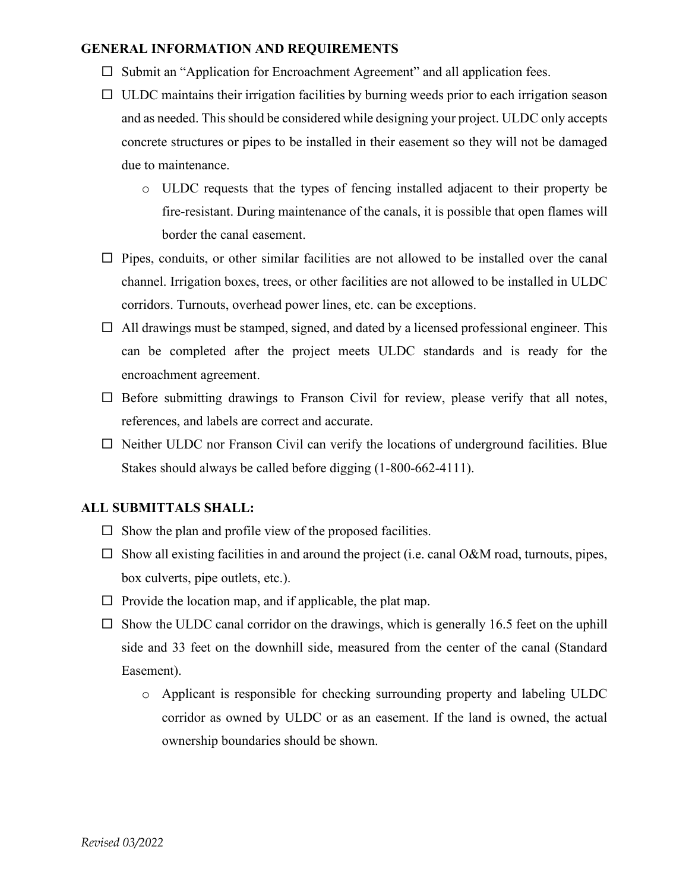## GENERAL INFORMATION AND REQUIREMENTS

- ☐ Submit an "Application for Encroachment Agreement" and all application fees.
- ☐ ULDC maintains their irrigation facilities by burning weeds prior to each irrigation season and as needed. This should be considered while designing your project. ULDC only accepts concrete structures or pipes to be installed in their easement so they will not be damaged due to maintenance.
  - ULDC requests that the types of fencing installed adjacent to their property be fire-resistant. During maintenance of the canals, it is possible that open flames will border the canal easement.
- ☐ Pipes, conduits, or other similar facilities are not allowed to be installed over the canal channel. Irrigation boxes, trees, or other facilities are not allowed to be installed in ULDC corridors. Turnouts, overhead power lines, etc. can be exceptions.
- ☐ All drawings must be stamped, signed, and dated by a licensed professional engineer. This can be completed after the project meets ULDC standards and is ready for the encroachment agreement.
- ☐ Before submitting drawings to Franson Civil for review, please verify that all notes, references, and labels are correct and accurate.
- ☐ Neither ULDC nor Franson Civil can verify the locations of underground facilities. Blue Stakes should always be called before digging (1-800-662-4111).

## ALL SUBMITTALS SHALL:

- ☐ Show the plan and profile view of the proposed facilities.
- ☐ Show all existing facilities in and around the project (i.e. canal O&M road, turnouts, pipes, box culverts, pipe outlets, etc.).
- ☐ Provide the location map, and if applicable, the plat map.
- ☐ Show the ULDC canal corridor on the drawings, which is generally 16.5 feet on the uphill side and 33 feet on the downhill side, measured from the center of the canal (Standard Easement).
  - Applicant is responsible for checking surrounding property and labeling ULDC corridor as owned by ULDC or as an easement. If the land is owned, the actual ownership boundaries should be shown.

*Revised 03/2022*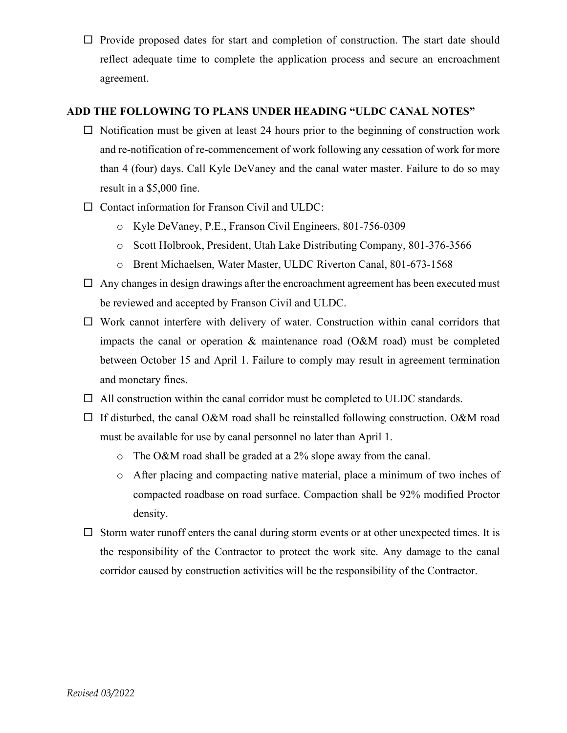- ☐ Provide proposed dates for start and completion of construction. The start date should reflect adequate time to complete the application process and secure an encroachment agreement.

**ADD THE FOLLOWING TO PLANS UNDER HEADING "ULDC CANAL NOTES"**

- ☐ Notification must be given at least 24 hours prior to the beginning of construction work and re-notification of re-commencement of work following any cessation of work for more than 4 (four) days. Call Kyle DeVaney and the canal water master. Failure to do so may result in a $5,000 fine.
- ☐ Contact information for Franson Civil and ULDC:
  - Kyle DeVaney, P.E., Franson Civil Engineers, 801-756-0309
  - Scott Holbrook, President, Utah Lake Distributing Company, 801-376-3566
  - Brent Michaelsen, Water Master, ULDC Riverton Canal, 801-673-1568
- ☐ Any changes in design drawings after the encroachment agreement has been executed must be reviewed and accepted by Franson Civil and ULDC.
- ☐ Work cannot interfere with delivery of water. Construction within canal corridors that impacts the canal or operation & maintenance road (O&M road) must be completed between October 15 and April 1. Failure to comply may result in agreement termination and monetary fines.
- ☐ All construction within the canal corridor must be completed to ULDC standards.
- ☐ If disturbed, the canal O&M road shall be reinstalled following construction. O&M road must be available for use by canal personnel no later than April 1.
  - The O&M road shall be graded at a 2% slope away from the canal.
  - After placing and compacting native material, place a minimum of two inches of compacted roadbase on road surface. Compaction shall be 92% modified Proctor density.
- ☐ Storm water runoff enters the canal during storm events or at other unexpected times. It is the responsibility of the Contractor to protect the work site. Any damage to the canal corridor caused by construction activities will be the responsibility of the Contractor.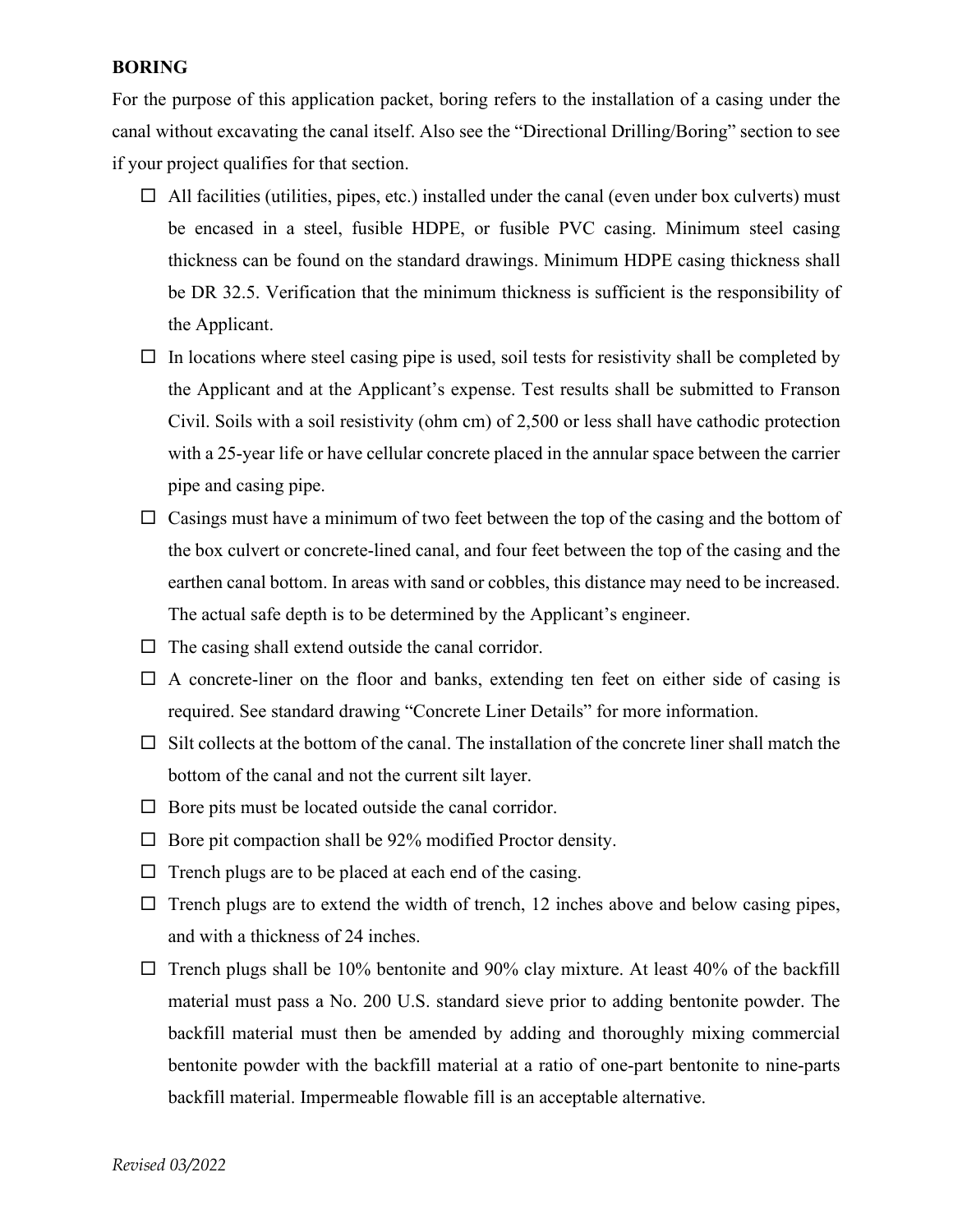## BORING

For the purpose of this application packet, boring refers to the installation of a casing under the canal without excavating the canal itself. Also see the "Directional Drilling/Boring" section to see if your project qualifies for that section.

- ☐ All facilities (utilities, pipes, etc.) installed under the canal (even under box culverts) must be encased in a steel, fusible HDPE, or fusible PVC casing. Minimum steel casing thickness can be found on the standard drawings. Minimum HDPE casing thickness shall be DR 32.5. Verification that the minimum thickness is sufficient is the responsibility of the Applicant.
- ☐ In locations where steel casing pipe is used, soil tests for resistivity shall be completed by the Applicant and at the Applicant's expense. Test results shall be submitted to Franson Civil. Soils with a soil resistivity (ohm cm) of 2,500 or less shall have cathodic protection with a 25-year life or have cellular concrete placed in the annular space between the carrier pipe and casing pipe.
- ☐ Casings must have a minimum of two feet between the top of the casing and the bottom of the box culvert or concrete-lined canal, and four feet between the top of the casing and the earthen canal bottom. In areas with sand or cobbles, this distance may need to be increased. The actual safe depth is to be determined by the Applicant's engineer.
- ☐ The casing shall extend outside the canal corridor.
- ☐ A concrete-liner on the floor and banks, extending ten feet on either side of casing is required. See standard drawing "Concrete Liner Details" for more information.
- ☐ Silt collects at the bottom of the canal. The installation of the concrete liner shall match the bottom of the canal and not the current silt layer.
- ☐ Bore pits must be located outside the canal corridor.
- ☐ Bore pit compaction shall be 92% modified Proctor density.
- ☐ Trench plugs are to be placed at each end of the casing.
- ☐ Trench plugs are to extend the width of trench, 12 inches above and below casing pipes, and with a thickness of 24 inches.
- ☐ Trench plugs shall be 10% bentonite and 90% clay mixture. At least 40% of the backfill material must pass a No. 200 U.S. standard sieve prior to adding bentonite powder. The backfill material must then be amended by adding and thoroughly mixing commercial bentonite powder with the backfill material at a ratio of one-part bentonite to nine-parts backfill material. Impermeable flowable fill is an acceptable alternative.

*Revised 03/2022*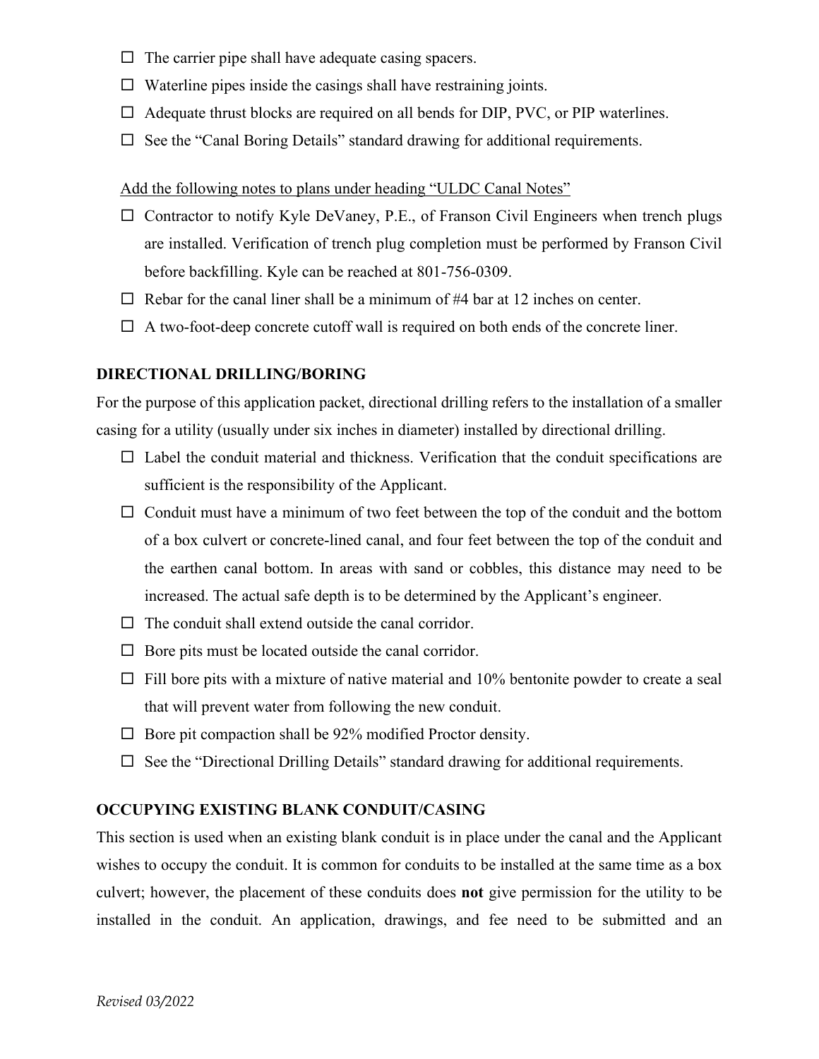- ☐ The carrier pipe shall have adequate casing spacers.
- ☐ Waterline pipes inside the casings shall have restraining joints.
- ☐ Adequate thrust blocks are required on all bends for DIP, PVC, or PIP waterlines.
- ☐ See the "Canal Boring Details" standard drawing for additional requirements.

<u>Add the following notes to plans under heading "ULDC Canal Notes"</u>

- ☐ Contractor to notify Kyle DeVaney, P.E., of Franson Civil Engineers when trench plugs are installed. Verification of trench plug completion must be performed by Franson Civil before backfilling. Kyle can be reached at 801-756-0309.
- ☐ Rebar for the canal liner shall be a minimum of #4 bar at 12 inches on center.
- ☐ A two-foot-deep concrete cutoff wall is required on both ends of the concrete liner.

**DIRECTIONAL DRILLING/BORING**

For the purpose of this application packet, directional drilling refers to the installation of a smaller casing for a utility (usually under six inches in diameter) installed by directional drilling.

- ☐ Label the conduit material and thickness. Verification that the conduit specifications are sufficient is the responsibility of the Applicant.
- ☐ Conduit must have a minimum of two feet between the top of the conduit and the bottom of a box culvert or concrete-lined canal, and four feet between the top of the conduit and the earthen canal bottom. In areas with sand or cobbles, this distance may need to be increased. The actual safe depth is to be determined by the Applicant's engineer.
- ☐ The conduit shall extend outside the canal corridor.
- ☐ Bore pits must be located outside the canal corridor.
- ☐ Fill bore pits with a mixture of native material and 10% bentonite powder to create a seal that will prevent water from following the new conduit.
- ☐ Bore pit compaction shall be 92% modified Proctor density.
- ☐ See the "Directional Drilling Details" standard drawing for additional requirements.

**OCCUPYING EXISTING BLANK CONDUIT/CASING**

This section is used when an existing blank conduit is in place under the canal and the Applicant wishes to occupy the conduit. It is common for conduits to be installed at the same time as a box culvert; however, the placement of these conduits does **not** give permission for the utility to be installed in the conduit. An application, drawings, and fee need to be submitted and an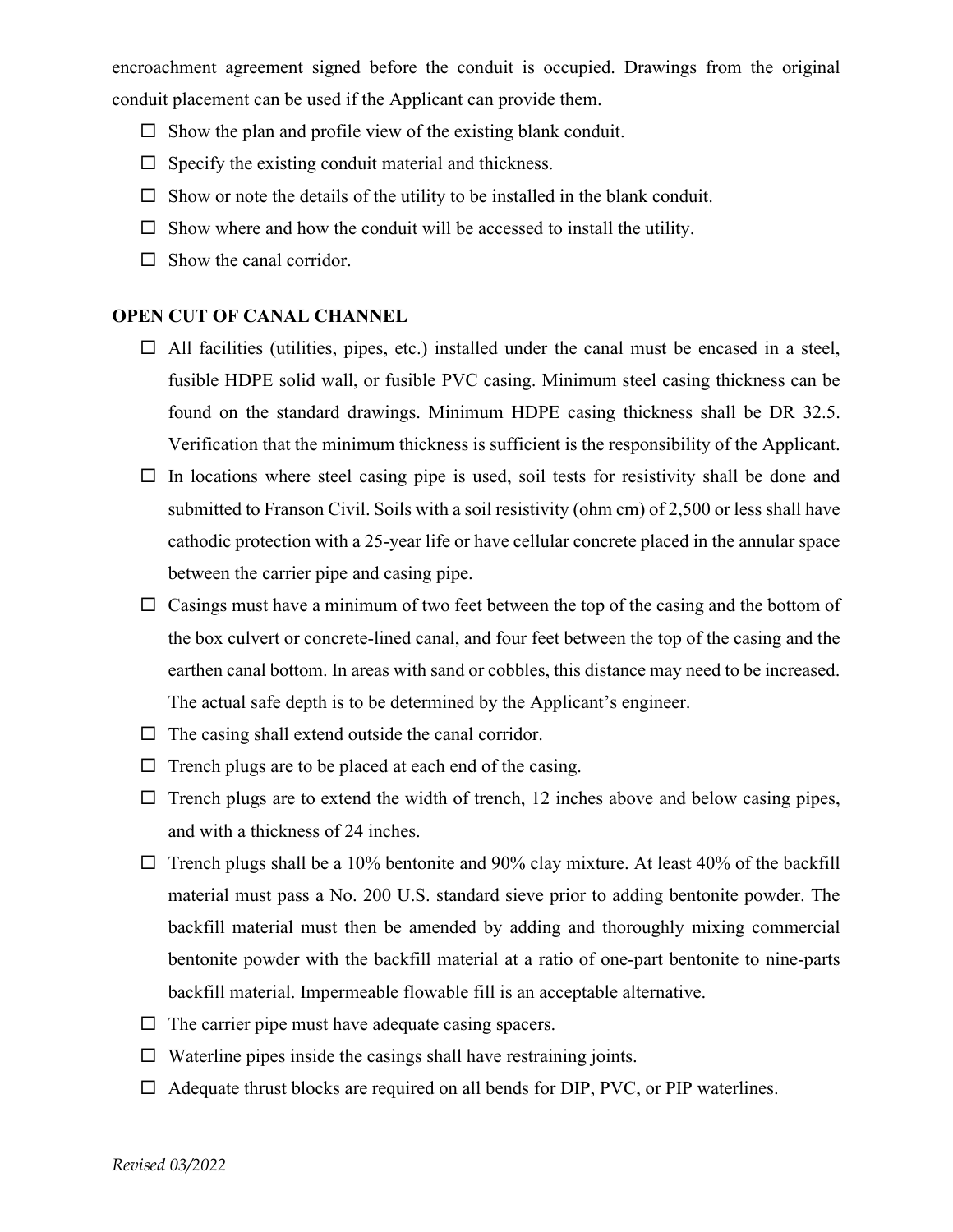encroachment agreement signed before the conduit is occupied. Drawings from the original conduit placement can be used if the Applicant can provide them.

- ☐ Show the plan and profile view of the existing blank conduit.
- ☐ Specify the existing conduit material and thickness.
- ☐ Show or note the details of the utility to be installed in the blank conduit.
- ☐ Show where and how the conduit will be accessed to install the utility.
- ☐ Show the canal corridor.

**OPEN CUT OF CANAL CHANNEL**

- ☐ All facilities (utilities, pipes, etc.) installed under the canal must be encased in a steel, fusible HDPE solid wall, or fusible PVC casing. Minimum steel casing thickness can be found on the standard drawings. Minimum HDPE casing thickness shall be DR 32.5. Verification that the minimum thickness is sufficient is the responsibility of the Applicant.
- ☐ In locations where steel casing pipe is used, soil tests for resistivity shall be done and submitted to Franson Civil. Soils with a soil resistivity (ohm cm) of 2,500 or less shall have cathodic protection with a 25-year life or have cellular concrete placed in the annular space between the carrier pipe and casing pipe.
- ☐ Casings must have a minimum of two feet between the top of the casing and the bottom of the box culvert or concrete-lined canal, and four feet between the top of the casing and the earthen canal bottom. In areas with sand or cobbles, this distance may need to be increased. The actual safe depth is to be determined by the Applicant's engineer.
- ☐ The casing shall extend outside the canal corridor.
- ☐ Trench plugs are to be placed at each end of the casing.
- ☐ Trench plugs are to extend the width of trench, 12 inches above and below casing pipes, and with a thickness of 24 inches.
- ☐ Trench plugs shall be a 10% bentonite and 90% clay mixture. At least 40% of the backfill material must pass a No. 200 U.S. standard sieve prior to adding bentonite powder. The backfill material must then be amended by adding and thoroughly mixing commercial bentonite powder with the backfill material at a ratio of one-part bentonite to nine-parts backfill material. Impermeable flowable fill is an acceptable alternative.
- ☐ The carrier pipe must have adequate casing spacers.
- ☐ Waterline pipes inside the casings shall have restraining joints.
- ☐ Adequate thrust blocks are required on all bends for DIP, PVC, or PIP waterlines.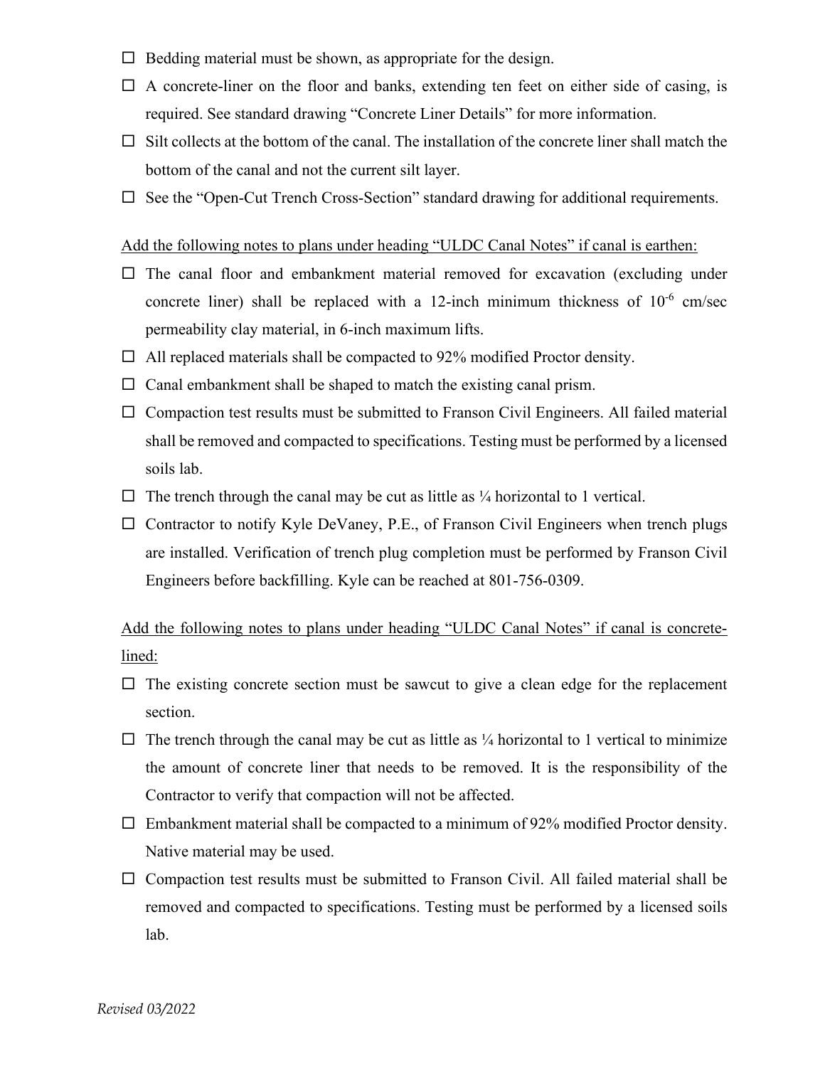- ☐ Bedding material must be shown, as appropriate for the design.
- ☐ A concrete-liner on the floor and banks, extending ten feet on either side of casing, is required. See standard drawing "Concrete Liner Details" for more information.
- ☐ Silt collects at the bottom of the canal. The installation of the concrete liner shall match the bottom of the canal and not the current silt layer.
- ☐ See the "Open-Cut Trench Cross-Section" standard drawing for additional requirements.

Add the following notes to plans under heading "ULDC Canal Notes" if canal is earthen:

- ☐ The canal floor and embankment material removed for excavation (excluding under concrete liner) shall be replaced with a 12-inch minimum thickness of $10^{-6}$ cm/sec permeability clay material, in 6-inch maximum lifts.
- ☐ All replaced materials shall be compacted to 92% modified Proctor density.
- ☐ Canal embankment shall be shaped to match the existing canal prism.
- ☐ Compaction test results must be submitted to Franson Civil Engineers. All failed material shall be removed and compacted to specifications. Testing must be performed by a licensed soils lab.
- ☐ The trench through the canal may be cut as little as ¼ horizontal to 1 vertical.
- ☐ Contractor to notify Kyle DeVaney, P.E., of Franson Civil Engineers when trench plugs are installed. Verification of trench plug completion must be performed by Franson Civil Engineers before backfilling. Kyle can be reached at 801-756-0309.

Add the following notes to plans under heading "ULDC Canal Notes" if canal is concrete-lined:

- ☐ The existing concrete section must be sawcut to give a clean edge for the replacement section.
- ☐ The trench through the canal may be cut as little as ¼ horizontal to 1 vertical to minimize the amount of concrete liner that needs to be removed. It is the responsibility of the Contractor to verify that compaction will not be affected.
- ☐ Embankment material shall be compacted to a minimum of 92% modified Proctor density. Native material may be used.
- ☐ Compaction test results must be submitted to Franson Civil. All failed material shall be removed and compacted to specifications. Testing must be performed by a licensed soils lab.

*Revised 03/2022*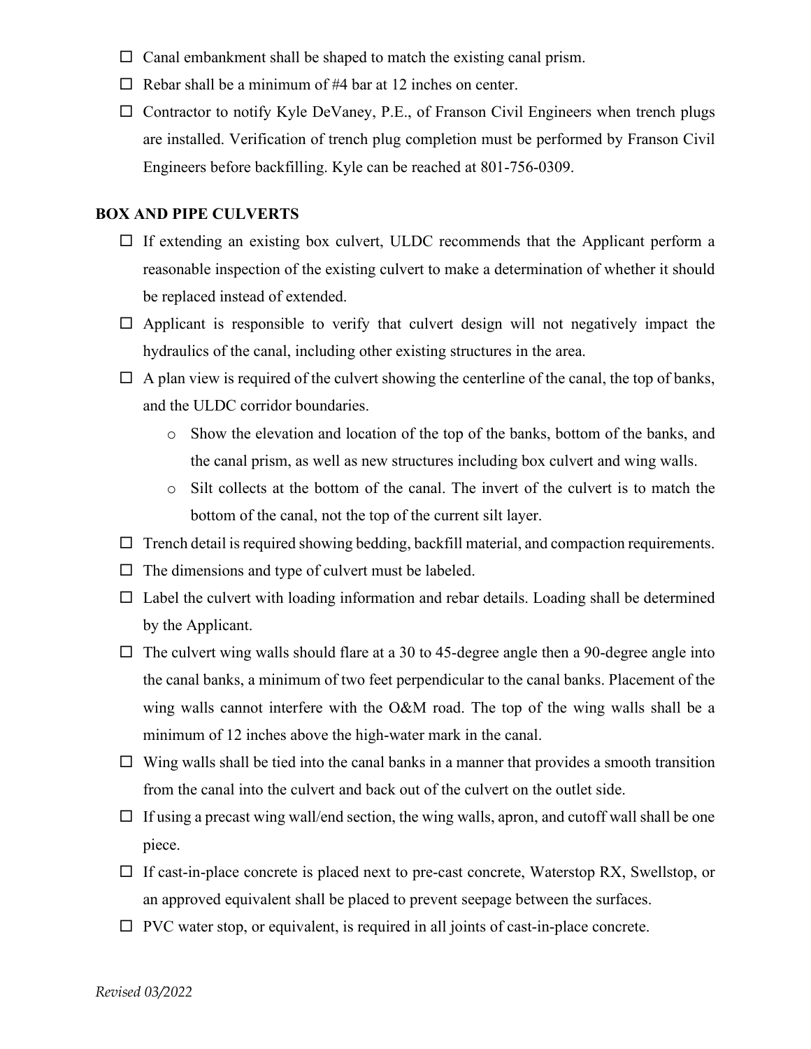- ☐ Canal embankment shall be shaped to match the existing canal prism.
- ☐ Rebar shall be a minimum of #4 bar at 12 inches on center.
- ☐ Contractor to notify Kyle DeVaney, P.E., of Franson Civil Engineers when trench plugs are installed. Verification of trench plug completion must be performed by Franson Civil Engineers before backfilling. Kyle can be reached at 801-756-0309.

**BOX AND PIPE CULVERTS**

- ☐ If extending an existing box culvert, ULDC recommends that the Applicant perform a reasonable inspection of the existing culvert to make a determination of whether it should be replaced instead of extended.
- ☐ Applicant is responsible to verify that culvert design will not negatively impact the hydraulics of the canal, including other existing structures in the area.
- ☐ A plan view is required of the culvert showing the centerline of the canal, the top of banks, and the ULDC corridor boundaries.
  - Show the elevation and location of the top of the banks, bottom of the banks, and the canal prism, as well as new structures including box culvert and wing walls.
  - Silt collects at the bottom of the canal. The invert of the culvert is to match the bottom of the canal, not the top of the current silt layer.
- ☐ Trench detail is required showing bedding, backfill material, and compaction requirements.
- ☐ The dimensions and type of culvert must be labeled.
- ☐ Label the culvert with loading information and rebar details. Loading shall be determined by the Applicant.
- ☐ The culvert wing walls should flare at a 30 to 45-degree angle then a 90-degree angle into the canal banks, a minimum of two feet perpendicular to the canal banks. Placement of the wing walls cannot interfere with the O&M road. The top of the wing walls shall be a minimum of 12 inches above the high-water mark in the canal.
- ☐ Wing walls shall be tied into the canal banks in a manner that provides a smooth transition from the canal into the culvert and back out of the culvert on the outlet side.
- ☐ If using a precast wing wall/end section, the wing walls, apron, and cutoff wall shall be one piece.
- ☐ If cast-in-place concrete is placed next to pre-cast concrete, Waterstop RX, Swellstop, or an approved equivalent shall be placed to prevent seepage between the surfaces.
- ☐ PVC water stop, or equivalent, is required in all joints of cast-in-place concrete.

*Revised 03/2022*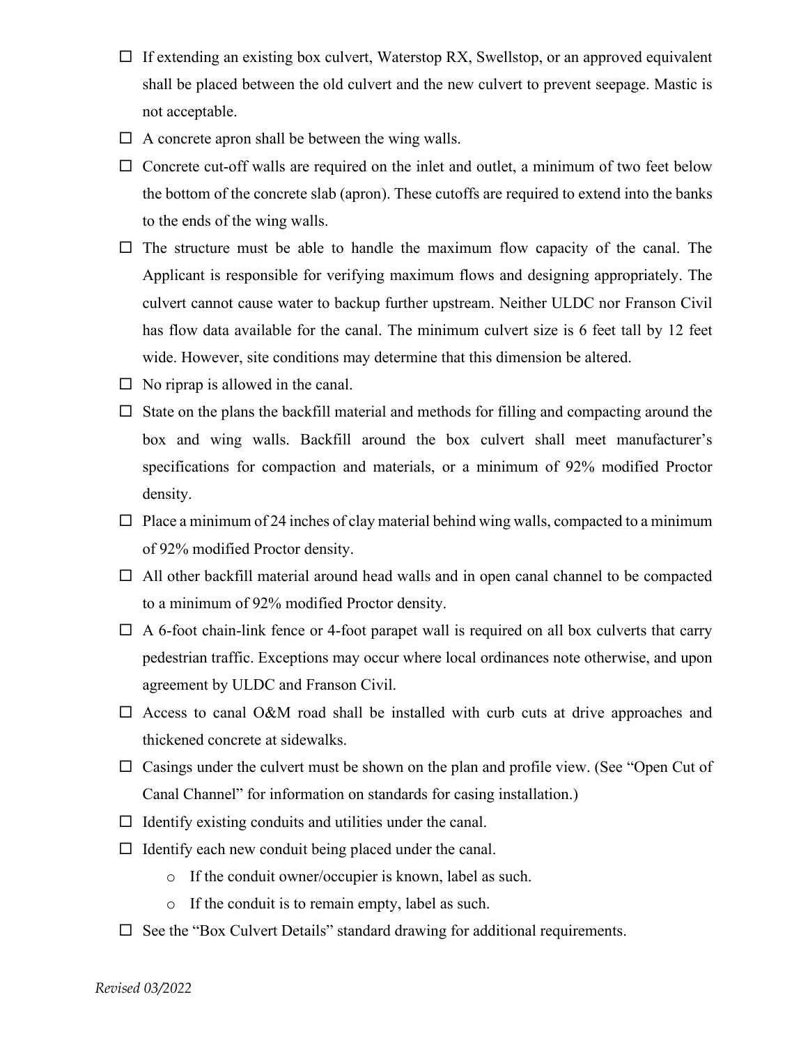- ☐ If extending an existing box culvert, Waterstop RX, Swellstop, or an approved equivalent shall be placed between the old culvert and the new culvert to prevent seepage. Mastic is not acceptable.
- ☐ A concrete apron shall be between the wing walls.
- ☐ Concrete cut-off walls are required on the inlet and outlet, a minimum of two feet below the bottom of the concrete slab (apron). These cutoffs are required to extend into the banks to the ends of the wing walls.
- ☐ The structure must be able to handle the maximum flow capacity of the canal. The Applicant is responsible for verifying maximum flows and designing appropriately. The culvert cannot cause water to backup further upstream. Neither ULDC nor Franson Civil has flow data available for the canal. The minimum culvert size is 6 feet tall by 12 feet wide. However, site conditions may determine that this dimension be altered.
- ☐ No riprap is allowed in the canal.
- ☐ State on the plans the backfill material and methods for filling and compacting around the box and wing walls. Backfill around the box culvert shall meet manufacturer's specifications for compaction and materials, or a minimum of 92% modified Proctor density.
- ☐ Place a minimum of 24 inches of clay material behind wing walls, compacted to a minimum of 92% modified Proctor density.
- ☐ All other backfill material around head walls and in open canal channel to be compacted to a minimum of 92% modified Proctor density.
- ☐ A 6-foot chain-link fence or 4-foot parapet wall is required on all box culverts that carry pedestrian traffic. Exceptions may occur where local ordinances note otherwise, and upon agreement by ULDC and Franson Civil.
- ☐ Access to canal O&M road shall be installed with curb cuts at drive approaches and thickened concrete at sidewalks.
- ☐ Casings under the culvert must be shown on the plan and profile view. (See "Open Cut of Canal Channel" for information on standards for casing installation.)
- ☐ Identify existing conduits and utilities under the canal.
- ☐ Identify each new conduit being placed under the canal.
  - If the conduit owner/occupier is known, label as such.
  - If the conduit is to remain empty, label as such.
- ☐ See the "Box Culvert Details" standard drawing for additional requirements.

*Revised 03/2022*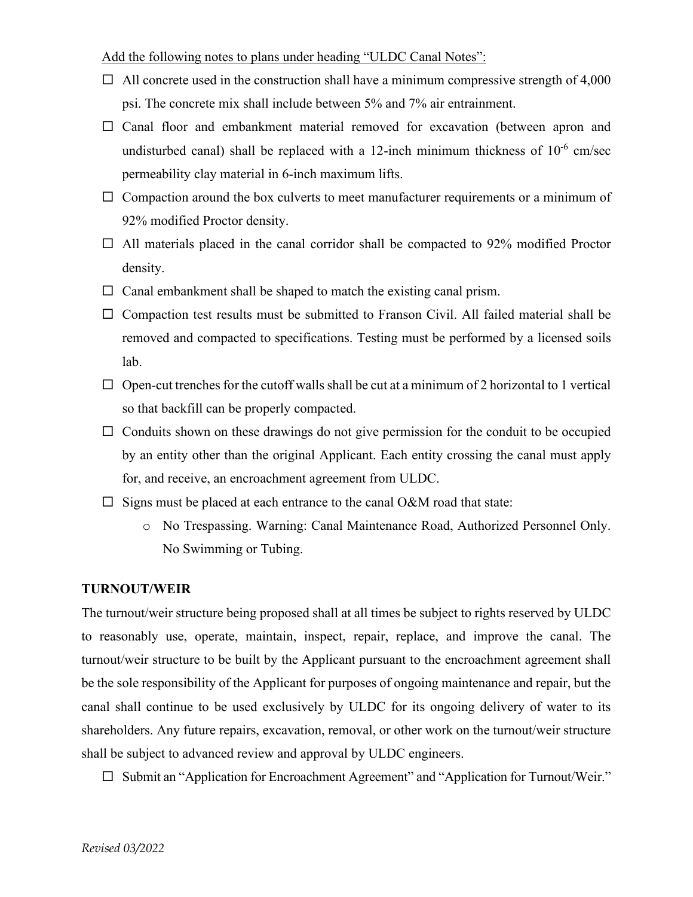Add the following notes to plans under heading "ULDC Canal Notes":

- ☐ All concrete used in the construction shall have a minimum compressive strength of 4,000 psi. The concrete mix shall include between 5% and 7% air entrainment.
- ☐ Canal floor and embankment material removed for excavation (between apron and undisturbed canal) shall be replaced with a 12-inch minimum thickness of $10^{-6}$ cm/sec permeability clay material in 6-inch maximum lifts.
- ☐ Compaction around the box culverts to meet manufacturer requirements or a minimum of 92% modified Proctor density.
- ☐ All materials placed in the canal corridor shall be compacted to 92% modified Proctor density.
- ☐ Canal embankment shall be shaped to match the existing canal prism.
- ☐ Compaction test results must be submitted to Franson Civil. All failed material shall be removed and compacted to specifications. Testing must be performed by a licensed soils lab.
- ☐ Open-cut trenches for the cutoff walls shall be cut at a minimum of 2 horizontal to 1 vertical so that backfill can be properly compacted.
- ☐ Conduits shown on these drawings do not give permission for the conduit to be occupied by an entity other than the original Applicant. Each entity crossing the canal must apply for, and receive, an encroachment agreement from ULDC.
- ☐ Signs must be placed at each entrance to the canal O&M road that state:
  - No Trespassing. Warning: Canal Maintenance Road, Authorized Personnel Only. No Swimming or Tubing.

**TURNOUT/WEIR**

The turnout/weir structure being proposed shall at all times be subject to rights reserved by ULDC to reasonably use, operate, maintain, inspect, repair, replace, and improve the canal. The turnout/weir structure to be built by the Applicant pursuant to the encroachment agreement shall be the sole responsibility of the Applicant for purposes of ongoing maintenance and repair, but the canal shall continue to be used exclusively by ULDC for its ongoing delivery of water to its shareholders. Any future repairs, excavation, removal, or other work on the turnout/weir structure shall be subject to advanced review and approval by ULDC engineers.

- ☐ Submit an "Application for Encroachment Agreement" and "Application for Turnout/Weir."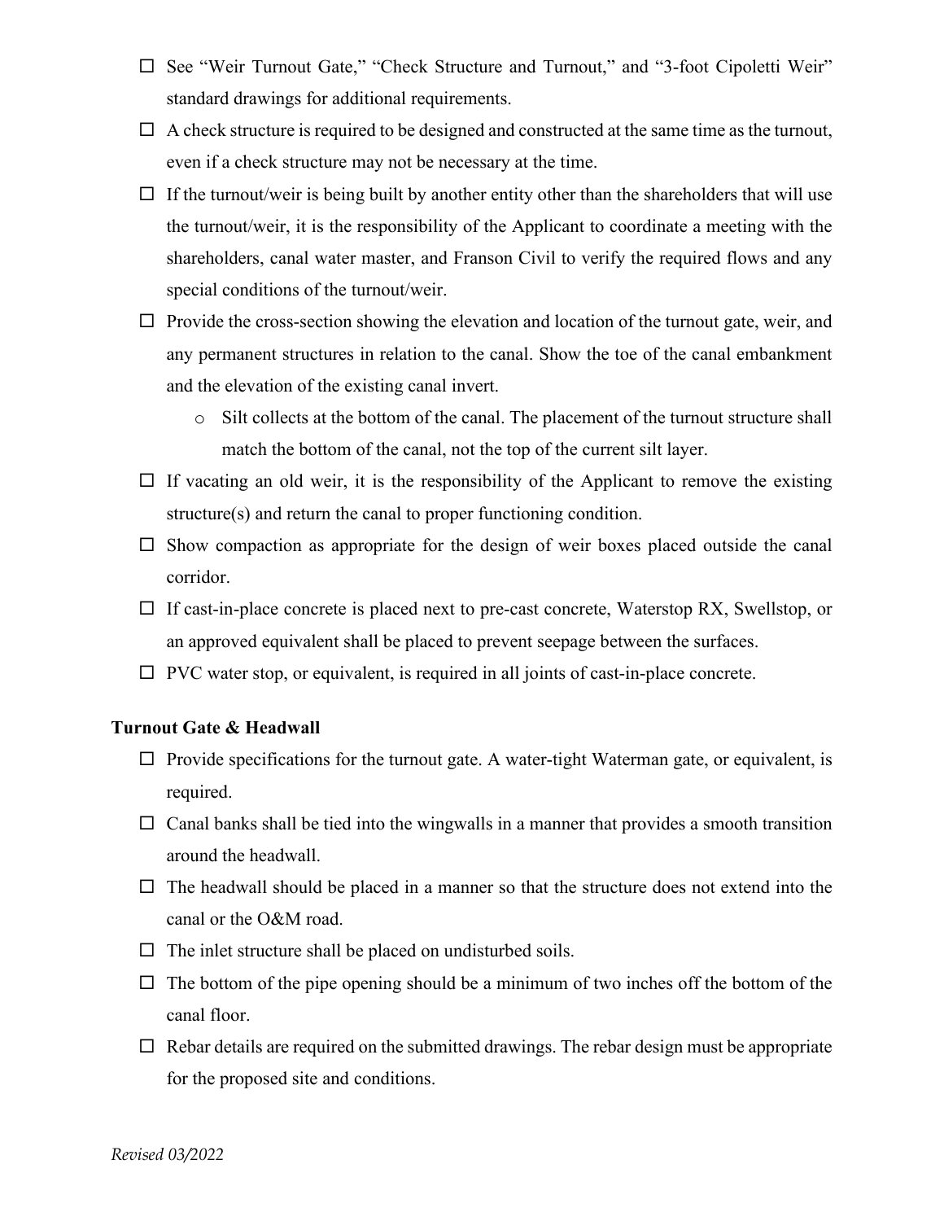- ☐ See "Weir Turnout Gate," "Check Structure and Turnout," and "3-foot Cipoletti Weir" standard drawings for additional requirements.
- ☐ A check structure is required to be designed and constructed at the same time as the turnout, even if a check structure may not be necessary at the time.
- ☐ If the turnout/weir is being built by another entity other than the shareholders that will use the turnout/weir, it is the responsibility of the Applicant to coordinate a meeting with the shareholders, canal water master, and Franson Civil to verify the required flows and any special conditions of the turnout/weir.
- ☐ Provide the cross-section showing the elevation and location of the turnout gate, weir, and any permanent structures in relation to the canal. Show the toe of the canal embankment and the elevation of the existing canal invert.
  - Silt collects at the bottom of the canal. The placement of the turnout structure shall match the bottom of the canal, not the top of the current silt layer.
- ☐ If vacating an old weir, it is the responsibility of the Applicant to remove the existing structure(s) and return the canal to proper functioning condition.
- ☐ Show compaction as appropriate for the design of weir boxes placed outside the canal corridor.
- ☐ If cast-in-place concrete is placed next to pre-cast concrete, Waterstop RX, Swellstop, or an approved equivalent shall be placed to prevent seepage between the surfaces.
- ☐ PVC water stop, or equivalent, is required in all joints of cast-in-place concrete.

**Turnout Gate & Headwall**

- ☐ Provide specifications for the turnout gate. A water-tight Waterman gate, or equivalent, is required.
- ☐ Canal banks shall be tied into the wingwalls in a manner that provides a smooth transition around the headwall.
- ☐ The headwall should be placed in a manner so that the structure does not extend into the canal or the O&M road.
- ☐ The inlet structure shall be placed on undisturbed soils.
- ☐ The bottom of the pipe opening should be a minimum of two inches off the bottom of the canal floor.
- ☐ Rebar details are required on the submitted drawings. The rebar design must be appropriate for the proposed site and conditions.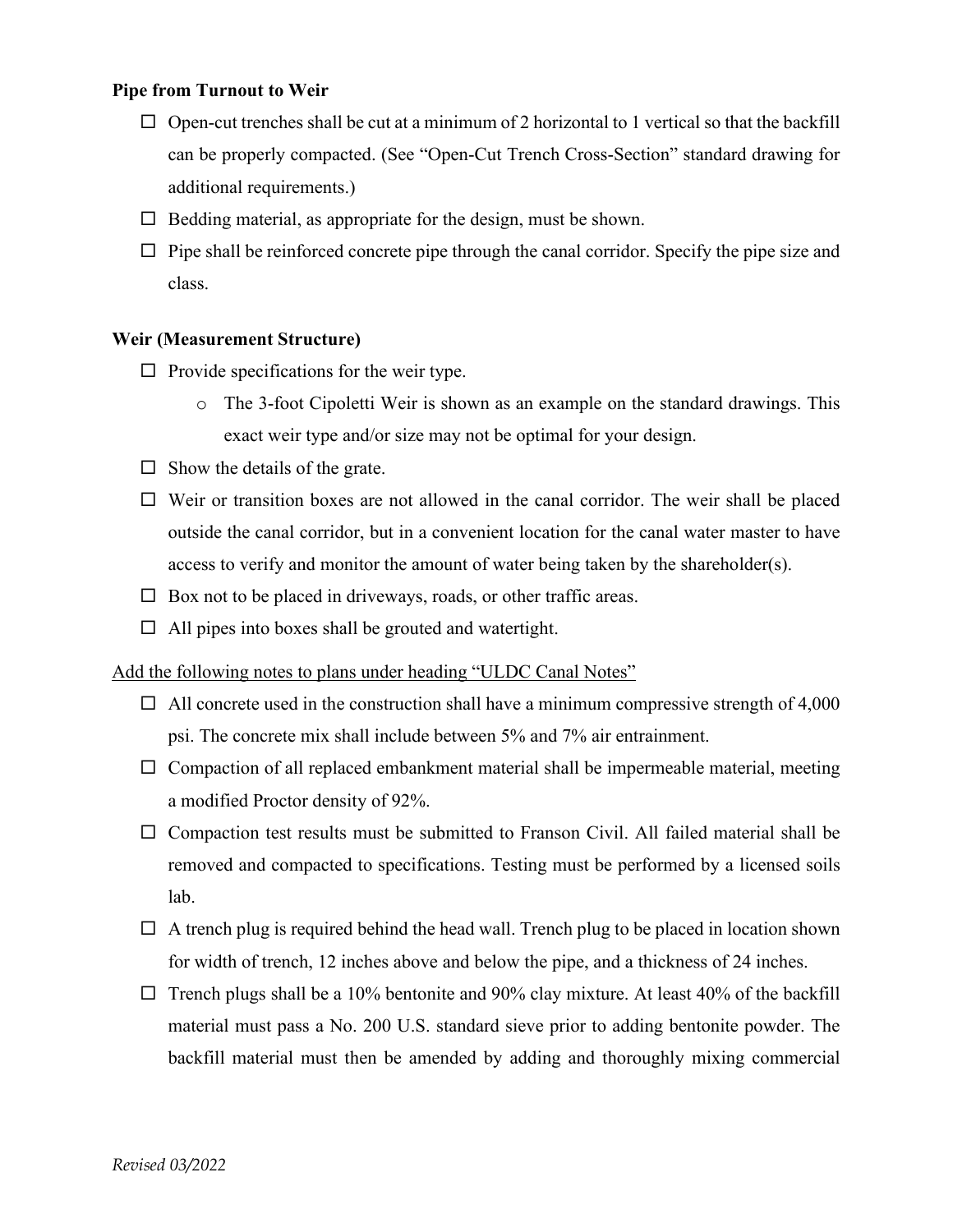**Pipe from Turnout to Weir**

- ☐ Open-cut trenches shall be cut at a minimum of 2 horizontal to 1 vertical so that the backfill can be properly compacted. (See "Open-Cut Trench Cross-Section" standard drawing for additional requirements.)
- ☐ Bedding material, as appropriate for the design, must be shown.
- ☐ Pipe shall be reinforced concrete pipe through the canal corridor. Specify the pipe size and class.

**Weir (Measurement Structure)**

- ☐ Provide specifications for the weir type.
  - o The 3-foot Cipoletti Weir is shown as an example on the standard drawings. This exact weir type and/or size may not be optimal for your design.
- ☐ Show the details of the grate.
- ☐ Weir or transition boxes are not allowed in the canal corridor. The weir shall be placed outside the canal corridor, but in a convenient location for the canal water master to have access to verify and monitor the amount of water being taken by the shareholder(s).
- ☐ Box not to be placed in driveways, roads, or other traffic areas.
- ☐ All pipes into boxes shall be grouted and watertight.

<u>Add the following notes to plans under heading "ULDC Canal Notes"</u>

- ☐ All concrete used in the construction shall have a minimum compressive strength of 4,000 psi. The concrete mix shall include between 5% and 7% air entrainment.
- ☐ Compaction of all replaced embankment material shall be impermeable material, meeting a modified Proctor density of 92%.
- ☐ Compaction test results must be submitted to Franson Civil. All failed material shall be removed and compacted to specifications. Testing must be performed by a licensed soils lab.
- ☐ A trench plug is required behind the head wall. Trench plug to be placed in location shown for width of trench, 12 inches above and below the pipe, and a thickness of 24 inches.
- ☐ Trench plugs shall be a 10% bentonite and 90% clay mixture. At least 40% of the backfill material must pass a No. 200 U.S. standard sieve prior to adding bentonite powder. The backfill material must then be amended by adding and thoroughly mixing commercial

*Revised 03/2022*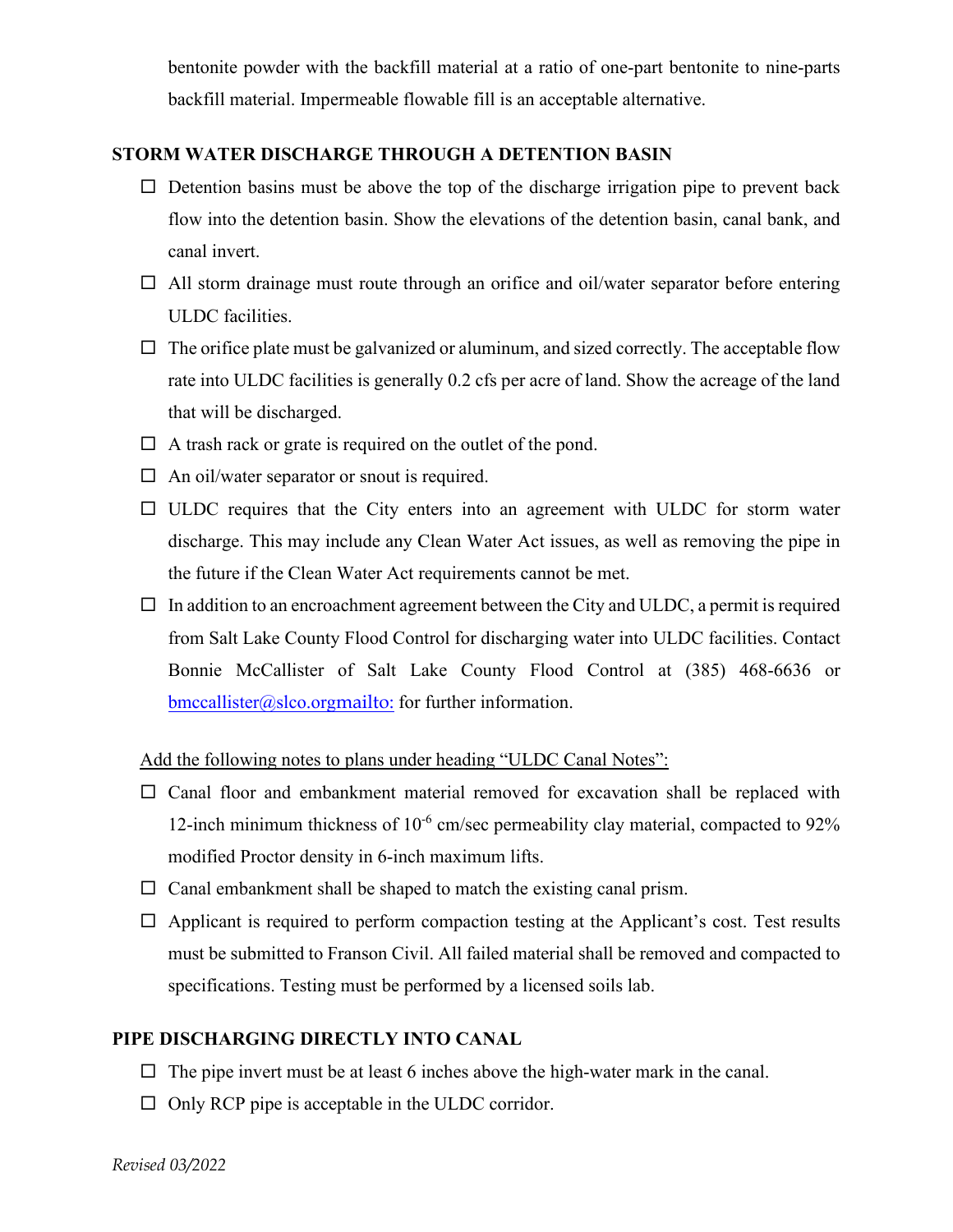bentonite powder with the backfill material at a ratio of one-part bentonite to nine-parts backfill material. Impermeable flowable fill is an acceptable alternative.

## STORM WATER DISCHARGE THROUGH A DETENTION BASIN

- ☐ Detention basins must be above the top of the discharge irrigation pipe to prevent back flow into the detention basin. Show the elevations of the detention basin, canal bank, and canal invert.
- ☐ All storm drainage must route through an orifice and oil/water separator before entering ULDC facilities.
- ☐ The orifice plate must be galvanized or aluminum, and sized correctly. The acceptable flow rate into ULDC facilities is generally 0.2 cfs per acre of land. Show the acreage of the land that will be discharged.
- ☐ A trash rack or grate is required on the outlet of the pond.
- ☐ An oil/water separator or snout is required.
- ☐ ULDC requires that the City enters into an agreement with ULDC for storm water discharge. This may include any Clean Water Act issues, as well as removing the pipe in the future if the Clean Water Act requirements cannot be met.
- ☐ In addition to an encroachment agreement between the City and ULDC, a permit is required from Salt Lake County Flood Control for discharging water into ULDC facilities. Contact Bonnie McCallister of Salt Lake County Flood Control at (385) 468-6636 or bmccallister@slco.orgmailto: for further information.

Add the following notes to plans under heading "ULDC Canal Notes":

- ☐ Canal floor and embankment material removed for excavation shall be replaced with 12-inch minimum thickness of $10^{-6}$ cm/sec permeability clay material, compacted to 92% modified Proctor density in 6-inch maximum lifts.
- ☐ Canal embankment shall be shaped to match the existing canal prism.
- ☐ Applicant is required to perform compaction testing at the Applicant's cost. Test results must be submitted to Franson Civil. All failed material shall be removed and compacted to specifications. Testing must be performed by a licensed soils lab.

## PIPE DISCHARGING DIRECTLY INTO CANAL

- ☐ The pipe invert must be at least 6 inches above the high-water mark in the canal.
- ☐ Only RCP pipe is acceptable in the ULDC corridor.

*Revised 03/2022*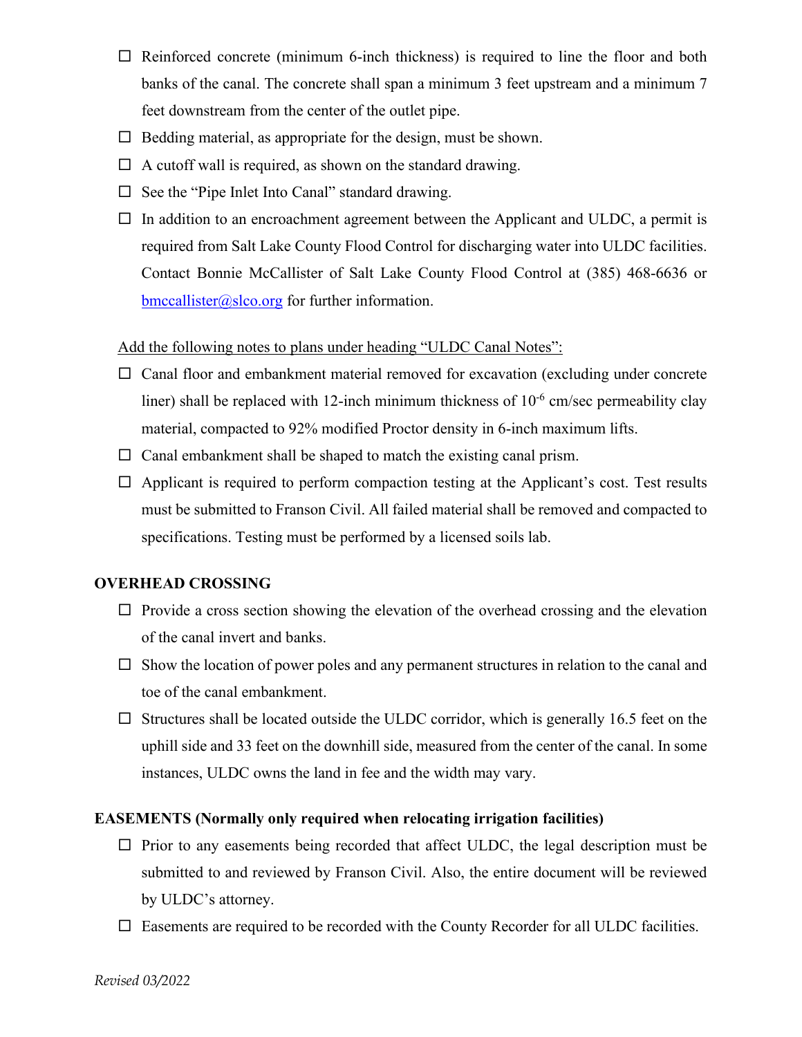- ☐ Reinforced concrete (minimum 6-inch thickness) is required to line the floor and both banks of the canal. The concrete shall span a minimum 3 feet upstream and a minimum 7 feet downstream from the center of the outlet pipe.
- ☐ Bedding material, as appropriate for the design, must be shown.
- ☐ A cutoff wall is required, as shown on the standard drawing.
- ☐ See the "Pipe Inlet Into Canal" standard drawing.
- ☐ In addition to an encroachment agreement between the Applicant and ULDC, a permit is required from Salt Lake County Flood Control for discharging water into ULDC facilities. Contact Bonnie McCallister of Salt Lake County Flood Control at (385) 468-6636 or bmccallister@slco.org for further information.

Add the following notes to plans under heading "ULDC Canal Notes":

- ☐ Canal floor and embankment material removed for excavation (excluding under concrete liner) shall be replaced with 12-inch minimum thickness of $10^{-6}$ cm/sec permeability clay material, compacted to 92% modified Proctor density in 6-inch maximum lifts.
- ☐ Canal embankment shall be shaped to match the existing canal prism.
- ☐ Applicant is required to perform compaction testing at the Applicant's cost. Test results must be submitted to Franson Civil. All failed material shall be removed and compacted to specifications. Testing must be performed by a licensed soils lab.

**OVERHEAD CROSSING**

- ☐ Provide a cross section showing the elevation of the overhead crossing and the elevation of the canal invert and banks.
- ☐ Show the location of power poles and any permanent structures in relation to the canal and toe of the canal embankment.
- ☐ Structures shall be located outside the ULDC corridor, which is generally 16.5 feet on the uphill side and 33 feet on the downhill side, measured from the center of the canal. In some instances, ULDC owns the land in fee and the width may vary.

**EASEMENTS (Normally only required when relocating irrigation facilities)**

- ☐ Prior to any easements being recorded that affect ULDC, the legal description must be submitted to and reviewed by Franson Civil. Also, the entire document will be reviewed by ULDC's attorney.
- ☐ Easements are required to be recorded with the County Recorder for all ULDC facilities.

*Revised 03/2022*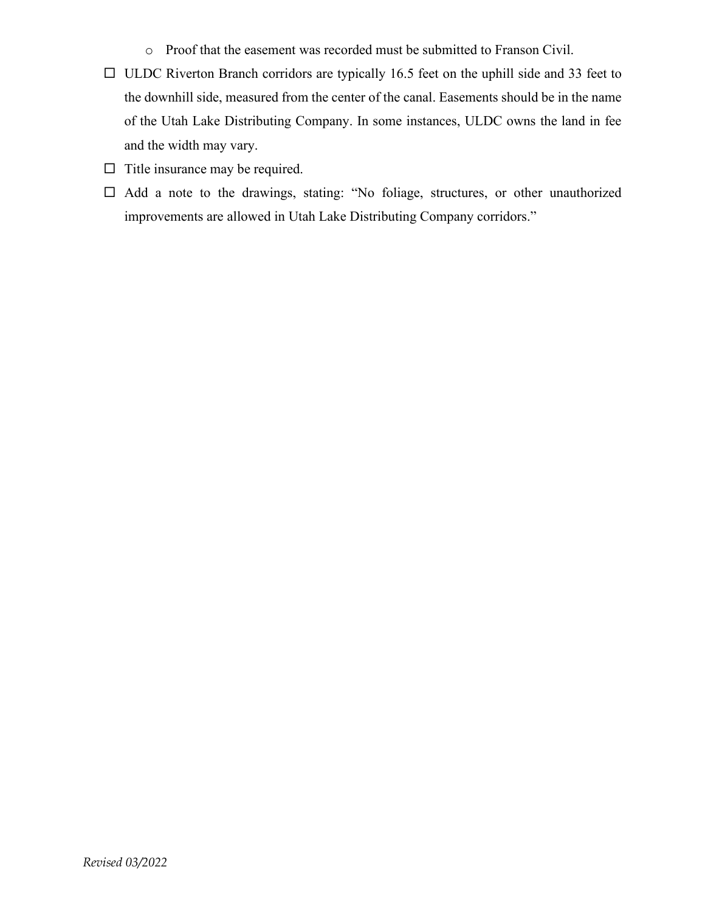- Proof that the easement was recorded must be submitted to Franson Civil.
- ☐ ULDC Riverton Branch corridors are typically 16.5 feet on the uphill side and 33 feet to the downhill side, measured from the center of the canal. Easements should be in the name of the Utah Lake Distributing Company. In some instances, ULDC owns the land in fee and the width may vary.
- ☐ Title insurance may be required.
- ☐ Add a note to the drawings, stating: "No foliage, structures, or other unauthorized improvements are allowed in Utah Lake Distributing Company corridors."

*Revised 03/2022*